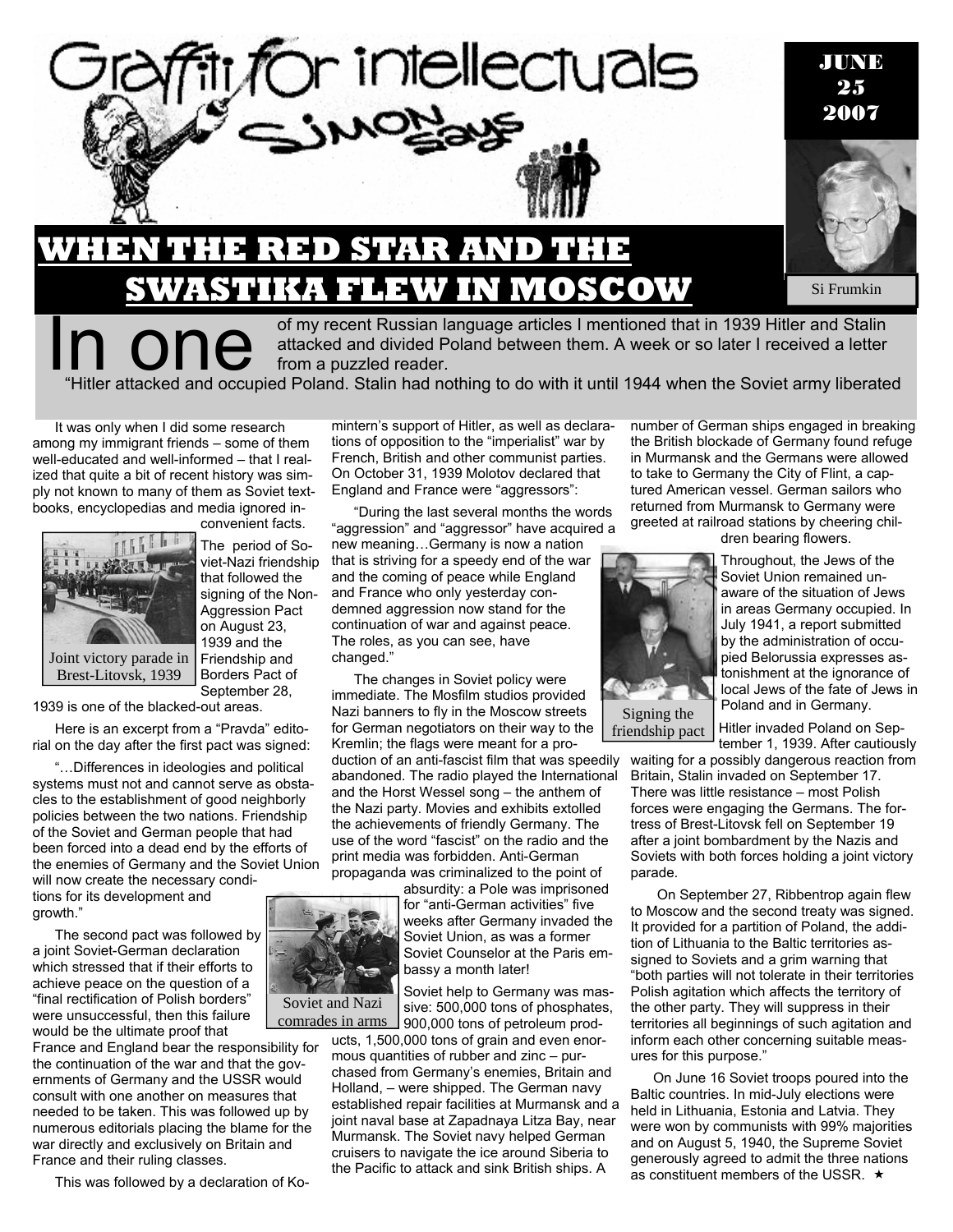Graffiti for intellectuals

SIMON says

JUNE 25 2007

Si Frumkin

# WHEN THE RED STAR AND THE SWASTIKA FLEW IN MOSCOW

In one of my recent Russian language articles I mentioned that in 1939 Hitler and Stalin attacked and divided Poland between them. A week or so later I received a letter from a puzzled reader.

"Hitler attacked and occupied Poland. Stalin had nothing to do with it until 1944 when the Soviet army liberated

It was only when I did some research among my immigrant friends – some of them well-educated and well-informed – that I realized that quite a bit of recent history was simply not known to many of them as Soviet textbooks, encyclopedias and media ignored inconvenient facts.

Joint victory parade in Brest-Litovsk, 1939

The period of Soviet-Nazi friendship that followed the signing of the Non-Aggression Pact on August 23, 1939 and the Friendship and Borders Pact of September 28, 1939 is one of the blacked-out areas.

Here is an excerpt from a "Pravda" editorial on the day after the first pact was signed:

"…Differences in ideologies and political systems must not and cannot serve as obstacles to the establishment of good neighborly policies between the two nations. Friendship of the Soviet and German people that had been forced into a dead end by the efforts of the enemies of Germany and the Soviet Union will now create the necessary conditions for its development and growth."

The second pact was followed by a joint Soviet-German declaration which stressed that if their efforts to achieve peace on the question of a "final rectification of Polish borders" were unsuccessful, then this failure would be the ultimate proof that France and England bear the responsibility for the continuation of the war and that the governments of Germany and the USSR would consult with one another on measures that needed to be taken. This was followed up by numerous editorials placing the blame for the war directly and exclusively on Britain and France and their ruling classes.

This was followed by a declaration of Komintern's support of Hitler, as well as declarations of opposition to the "imperialist" war by French, British and other communist parties. On October 31, 1939 Molotov declared that England and France were "aggressors":

"During the last several months the words "aggression" and "aggressor" have acquired a new meaning…Germany is now a nation that is striving for a speedy end of the war and the coming of peace while England and France who only yesterday condemned aggression now stand for the continuation of war and against peace. The roles, as you can see, have changed."

The changes in Soviet policy were immediate. The Mosfilm studios provided Nazi banners to fly in the Moscow streets for German negotiators on their way to the Kremlin; the flags were meant for a production of an anti-fascist film that was speedily abandoned. The radio played the International and the Horst Wessel song – the anthem of the Nazi party. Movies and exhibits extolled the achievements of friendly Germany. The use of the word "fascist" on the radio and the print media was forbidden. Anti-German propaganda was criminalized to the point of absurdity: a Pole was imprisoned for "anti-German activities" five weeks after Germany invaded the Soviet Union, as was a former Soviet Counselor at the Paris embassy a month later!

Soviet and Nazi comrades in arms

Soviet help to Germany was massive: 500,000 tons of phosphates, 900,000 tons of petroleum products, 1,500,000 tons of grain and even enormous quantities of rubber and zinc – purchased from Germany's enemies, Britain and Holland, – were shipped. The German navy established repair facilities at Murmansk and a joint naval base at Zapadnaya Litza Bay, near Murmansk. The Soviet navy helped German cruisers to navigate the ice around Siberia to the Pacific to attack and sink British ships. A number of German ships engaged in breaking the British blockade of Germany found refuge in Murmansk and the Germans were allowed to take to Germany the City of Flint, a captured American vessel. German sailors who returned from Murmansk to Germany were greeted at railroad stations by cheering children bearing flowers.

Signing the friendship pact

Throughout, the Jews of the Soviet Union remained unaware of the situation of Jews in areas Germany occupied. In July 1941, a report submitted by the administration of occupied Belorussia expresses astonishment at the ignorance of local Jews of the fate of Jews in Poland and in Germany.

Hitler invaded Poland on September 1, 1939. After cautiously waiting for a possibly dangerous reaction from Britain, Stalin invaded on September 17. There was little resistance – most Polish forces were engaging the Germans. The fortress of Brest-Litovsk fell on September 19 after a joint bombardment by the Nazis and Soviets with both forces holding a joint victory parade.

On September 27, Ribbentrop again flew to Moscow and the second treaty was signed. It provided for a partition of Poland, the addition of Lithuania to the Baltic territories assigned to Soviets and a grim warning that "both parties will not tolerate in their territories Polish agitation which affects the territory of the other party. They will suppress in their territories all beginnings of such agitation and inform each other concerning suitable measures for this purpose."

On June 16 Soviet troops poured into the Baltic countries. In mid-July elections were held in Lithuania, Estonia and Latvia. They were won by communists with 99% majorities and on August 5, 1940, the Supreme Soviet generously agreed to admit the three nations as constituent members of the USSR. ★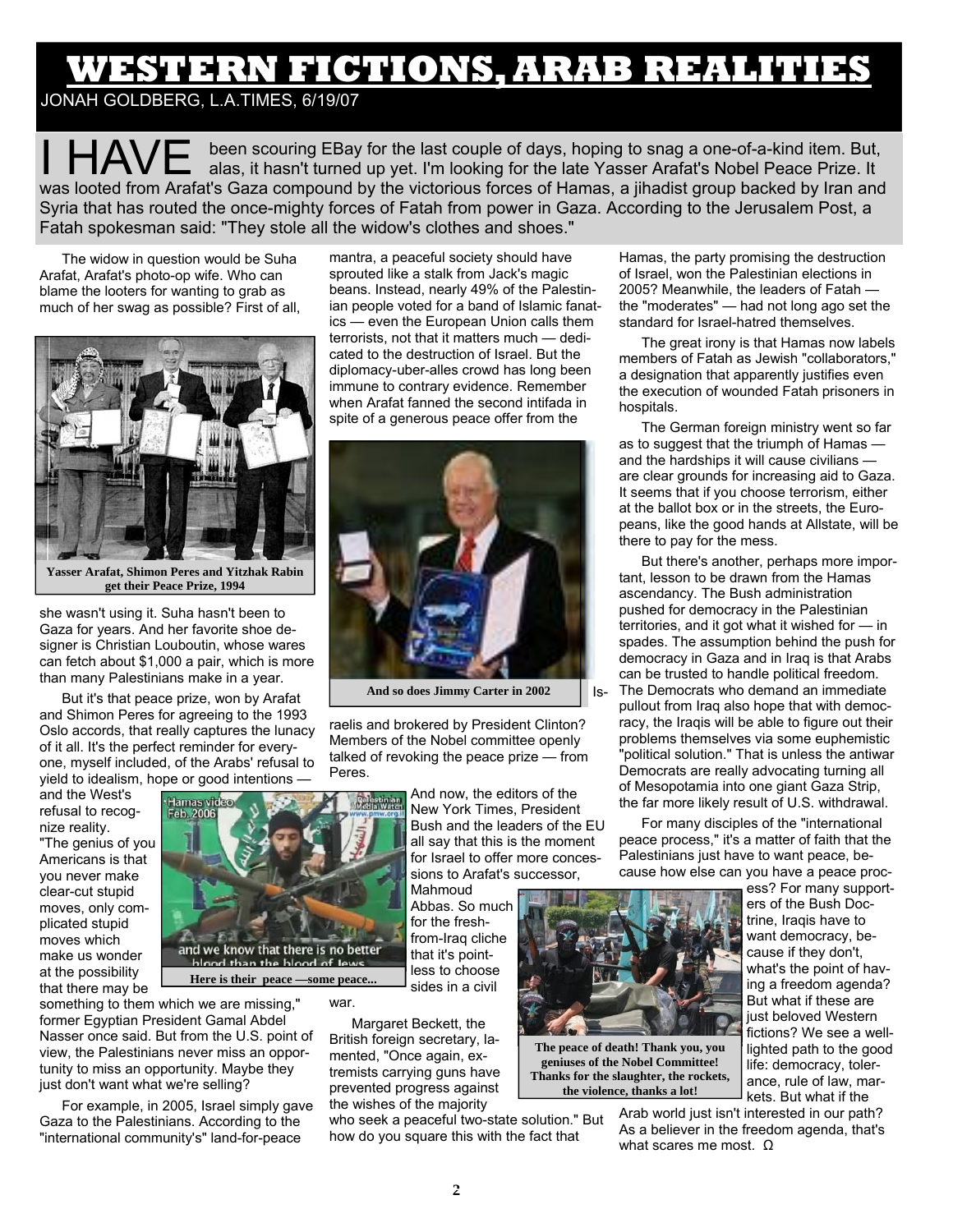# WESTERN FICTIONS, ARAB REALITIES

JONAH GOLDBERG, L.A.TIMES, 6/19/07

I HAVE been scouring EBay for the last couple of days, hoping to snag a one-of-a-kind item. But, alas, it hasn't turned up yet. I'm looking for the late Yasser Arafat's Nobel Peace Prize. It was looted from Arafat's Gaza compound by the victorious forces of Hamas, a jihadist group backed by Iran and Syria that has routed the once-mighty forces of Fatah from power in Gaza. According to the Jerusalem Post, a Fatah spokesman said: "They stole all the widow's clothes and shoes."

The widow in question would be Suha Arafat, Arafat's photo-op wife. Who can blame the looters for wanting to grab as much of her swag as possible? First of all, she wasn't using it. Suha hasn't been to Gaza for years. And her favorite shoe designer is Christian Louboutin, whose wares can fetch about $1,000 a pair, which is more than many Palestinians make in a year.

**Yasser Arafat, Shimon Peres and Yitzhak Rabin get their Peace Prize, 1994**

But it's that peace prize, won by Arafat and Shimon Peres for agreeing to the 1993 Oslo accords, that really captures the lunacy of it all. It's the perfect reminder for everyone, myself included, of the Arabs' refusal to yield to idealism, hope or good intentions — and the West's refusal to recognize reality. "The genius of you Americans is that you never make clear-cut stupid moves, only complicated stupid moves which make us wonder at the possibility that there may be something to them which we are missing," former Egyptian President Gamal Abdel Nasser once said. But from the U.S. point of view, the Palestinians never miss an opportunity to miss an opportunity. Maybe they just don't want what we're selling?

**Here is their peace —some peace...**

For example, in 2005, Israel simply gave Gaza to the Palestinians. According to the "international community's" land-for-peace mantra, a peaceful society should have sprouted like a stalk from Jack's magic beans. Instead, nearly 49% of the Palestinian people voted for a band of Islamic fanatics — even the European Union calls them terrorists, not that it matters much — dedicated to the destruction of Israel. But the diplomacy-uber-alles crowd has long been immune to contrary evidence. Remember when Arafat fanned the second intifada in spite of a generous peace offer from the Israelis and brokered by President Clinton? Members of the Nobel committee openly talked of revoking the peace prize — from Peres.

**And so does Jimmy Carter in 2002**

And now, the editors of the New York Times, President Bush and the leaders of the EU all say that this is the moment for Israel to offer more concessions to Arafat's successor, Mahmoud Abbas. So much for the fresh-from-Iraq cliche that it's pointless to choose sides in a civil war.

Margaret Beckett, the British foreign secretary, lamented, "Once again, extremists carrying guns have prevented progress against the wishes of the majority who seek a peaceful two-state solution." But how do you square this with the fact that Hamas, the party promising the destruction of Israel, won the Palestinian elections in 2005? Meanwhile, the leaders of Fatah — the "moderates" — had not long ago set the standard for Israel-hatred themselves.

The great irony is that Hamas now labels members of Fatah as Jewish "collaborators," a designation that apparently justifies even the execution of wounded Fatah prisoners in hospitals.

The German foreign ministry went so far as to suggest that the triumph of Hamas — and the hardships it will cause civilians — are clear grounds for increasing aid to Gaza. It seems that if you choose terrorism, either at the ballot box or in the streets, the Europeans, like the good hands at Allstate, will be there to pay for the mess.

But there's another, perhaps more important, lesson to be drawn from the Hamas ascendancy. The Bush administration pushed for democracy in the Palestinian territories, and it got what it wished for — in spades. The assumption behind the push for democracy in Gaza and in Iraq is that Arabs can be trusted to handle political freedom. The Democrats who demand an immediate pullout from Iraq also hope that with democracy, the Iraqis will be able to figure out their problems themselves via some euphemistic "political solution." That is unless the antiwar Democrats are really advocating turning all of Mesopotamia into one giant Gaza Strip, the far more likely result of U.S. withdrawal.

For many disciples of the "international peace process," it's a matter of faith that the Palestinians just have to want peace, because how else can you have a peace process? For many supporters of the Bush Doctrine, Iraqis have to want democracy, because if they don't, what's the point of having a freedom agenda? But what if these are just beloved Western fictions? We see a well-lighted path to the good life: democracy, tolerance, rule of law, markets. But what if the Arab world just isn't interested in our path? As a believer in the freedom agenda, that's what scares me most. Ω

**The peace of death! Thank you, you geniuses of the Nobel Committee! Thanks for the slaughter, the rockets, the violence, thanks a lot!**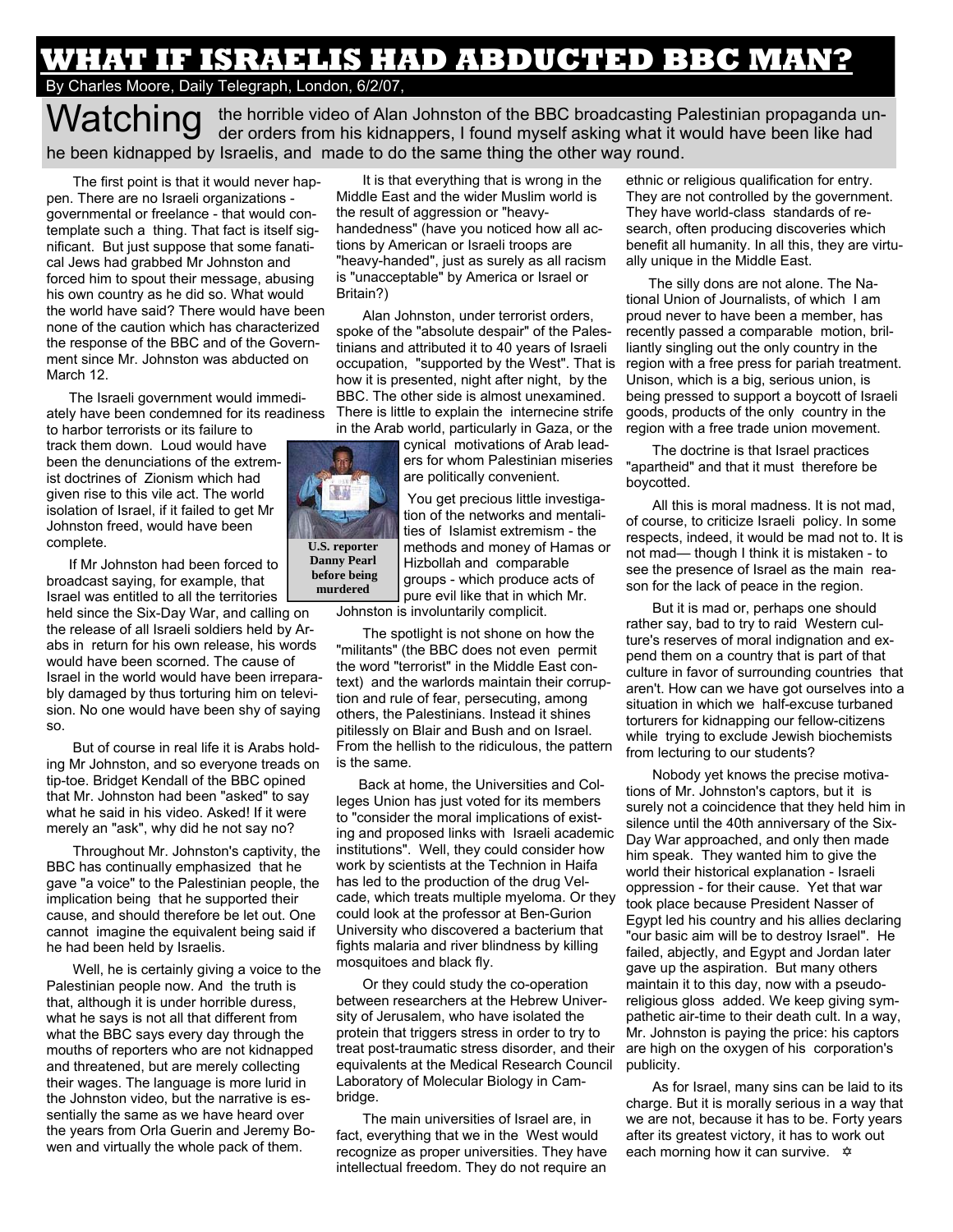# WHAT IF ISRAELIS HAD ABDUCTED BBC MAN?

By Charles Moore, Daily Telegraph, London, 6/2/07,

Watching the horrible video of Alan Johnston of the BBC broadcasting Palestinian propaganda under orders from his kidnappers, I found myself asking what it would have been like had he been kidnapped by Israelis, and made to do the same thing the other way round.

The first point is that it would never happen. There are no Israeli organizations - governmental or freelance - that would contemplate such a thing. That fact is itself significant. But just suppose that some fanatical Jews had grabbed Mr Johnston and forced him to spout their message, abusing his own country as he did so. What would the world have said? There would have been none of the caution which has characterized the response of the BBC and of the Government since Mr. Johnston was abducted on March 12.

The Israeli government would immediately have been condemned for its readiness to harbor terrorists or its failure to track them down. Loud would have been the denunciations of the extremist doctrines of Zionism which had given rise to this vile act. The world isolation of Israel, if it failed to get Mr Johnston freed, would have been complete.

If Mr Johnston had been forced to broadcast saying, for example, that Israel was entitled to all the territories held since the Six-Day War, and calling on the release of all Israeli soldiers held by Arabs in return for his own release, his words would have been scorned. The cause of Israel in the world would have been irreparably damaged by thus torturing him on television. No one would have been shy of saying so.

But of course in real life it is Arabs holding Mr Johnston, and so everyone treads on tip-toe. Bridget Kendall of the BBC opined that Mr. Johnston had been "asked" to say what he said in his video. Asked! If it were merely an "ask", why did he not say no?

Throughout Mr. Johnston's captivity, the BBC has continually emphasized that he gave "a voice" to the Palestinian people, the implication being that he supported their cause, and should therefore be let out. One cannot imagine the equivalent being said if he had been held by Israelis.

Well, he is certainly giving a voice to the Palestinian people now. And the truth is that, although it is under horrible duress, what he says is not all that different from what the BBC says every day through the mouths of reporters who are not kidnapped and threatened, but are merely collecting their wages. The language is more lurid in the Johnston video, but the narrative is essentially the same as we have heard over the years from Orla Guerin and Jeremy Bowen and virtually the whole pack of them.

It is that everything that is wrong in the Middle East and the wider Muslim world is the result of aggression or "heavy-handedness" (have you noticed how all actions by American or Israeli troops are "heavy-handed", just as surely as all racism is "unacceptable" by America or Israel or Britain?)

Alan Johnston, under terrorist orders, spoke of the "absolute despair" of the Palestinians and attributed it to 40 years of Israeli occupation, "supported by the West". That is how it is presented, night after night, by the BBC. The other side is almost unexamined. There is little to explain the internecine strife in the Arab world, particularly in Gaza, or the cynical motivations of Arab leaders for whom Palestinian miseries are politically convenient.

**U.S. reporter Danny Pearl before being murdered**

You get precious little investigation of the networks and mentalities of Islamist extremism - the methods and money of Hamas or Hizbollah and comparable groups - which produce acts of pure evil like that in which Mr. Johnston is involuntarily complicit.

The spotlight is not shone on how the "militants" (the BBC does not even permit the word "terrorist" in the Middle East context) and the warlords maintain their corruption and rule of fear, persecuting, among others, the Palestinians. Instead it shines pitilessly on Blair and Bush and on Israel. From the hellish to the ridiculous, the pattern is the same.

Back at home, the Universities and Colleges Union has just voted for its members to "consider the moral implications of existing and proposed links with Israeli academic institutions". Well, they could consider how work by scientists at the Technion in Haifa has led to the production of the drug Velcade, which treats multiple myeloma. Or they could look at the professor at Ben-Gurion University who discovered a bacterium that fights malaria and river blindness by killing mosquitoes and black fly.

Or they could study the co-operation between researchers at the Hebrew University of Jerusalem, who have isolated the protein that triggers stress in order to try to treat post-traumatic stress disorder, and their equivalents at the Medical Research Council Laboratory of Molecular Biology in Cambridge.

The main universities of Israel are, in fact, everything that we in the West would recognize as proper universities. They have intellectual freedom. They do not require an ethnic or religious qualification for entry. They are not controlled by the government. They have world-class standards of research, often producing discoveries which benefit all humanity. In all this, they are virtually unique in the Middle East.

The silly dons are not alone. The National Union of Journalists, of which I am proud never to have been a member, has recently passed a comparable motion, brilliantly singling out the only country in the region with a free press for pariah treatment. Unison, which is a big, serious union, is being pressed to support a boycott of Israeli goods, products of the only country in the region with a free trade union movement.

The doctrine is that Israel practices "apartheid" and that it must therefore be boycotted.

All this is moral madness. It is not mad, of course, to criticize Israeli policy. In some respects, indeed, it would be mad not to. It is not mad— though I think it is mistaken - to see the presence of Israel as the main reason for the lack of peace in the region.

But it is mad or, perhaps one should rather say, bad to try to raid Western culture's reserves of moral indignation and expend them on a country that is part of that culture in favor of surrounding countries that aren't. How can we have got ourselves into a situation in which we half-excuse turbaned torturers for kidnapping our fellow-citizens while trying to exclude Jewish biochemists from lecturing to our students?

Nobody yet knows the precise motivations of Mr. Johnston's captors, but it is surely not a coincidence that they held him in silence until the 40th anniversary of the Six-Day War approached, and only then made him speak. They wanted him to give the world their historical explanation - Israeli oppression - for their cause. Yet that war took place because President Nasser of Egypt led his country and his allies declaring "our basic aim will be to destroy Israel". He failed, abjectly, and Egypt and Jordan later gave up the aspiration. But many others maintain it to this day, now with a pseudo-religious gloss added. We keep giving sympathetic air-time to their death cult. In a way, Mr. Johnston is paying the price: his captors are high on the oxygen of his corporation's publicity.

As for Israel, many sins can be laid to its charge. But it is morally serious in a way that we are not, because it has to be. Forty years after its greatest victory, it has to work out each morning how it can survive. ✡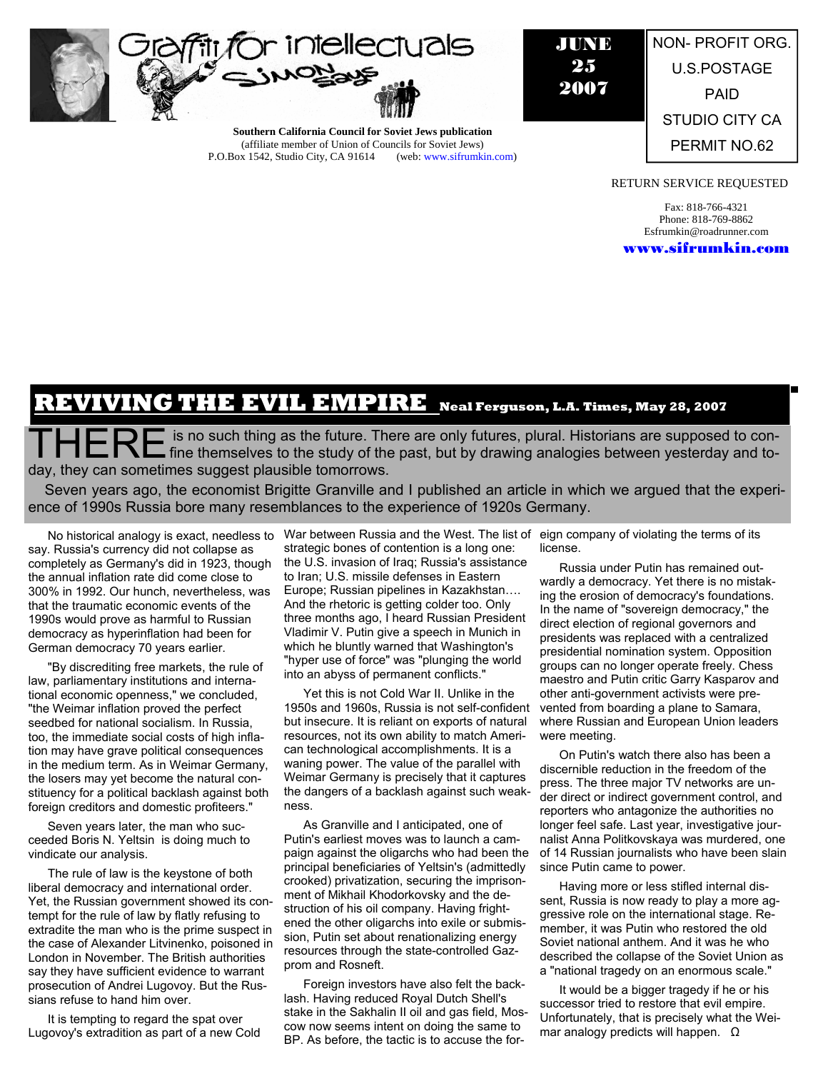Graffiti for intellectuals

SIMON Says

**Southern California Council for Soviet Jews publication**
(affiliate member of Union of Councils for Soviet Jews)
P.O.Box 1542, Studio City, CA 91614 (web: www.sifrumkin.com)

**JUNE 25 2007**

NON- PROFIT ORG.
U.S.POSTAGE
PAID
STUDIO CITY CA
PERMIT NO.62

RETURN SERVICE REQUESTED

Fax: 818-766-4321
Phone: 818-769-8862
Esfrumkin@roadrunner.com

**www.sifrumkin.com**

# REVIVING THE EVIL EMPIRE

**Neal Ferguson, L.A. Times, May 28, 2007**

THERE is no such thing as the future. There are only futures, plural. Historians are supposed to confine themselves to the study of the past, but by drawing analogies between yesterday and today, they can sometimes suggest plausible tomorrows.

Seven years ago, the economist Brigitte Granville and I published an article in which we argued that the experience of 1990s Russia bore many resemblances to the experience of 1920s Germany.

No historical analogy is exact, needless to say. Russia's currency did not collapse as completely as Germany's did in 1923, though the annual inflation rate did come close to 300% in 1992. Our hunch, nevertheless, was that the traumatic economic events of the 1990s would prove as harmful to Russian democracy as hyperinflation had been for German democracy 70 years earlier.

"By discrediting free markets, the rule of law, parliamentary institutions and international economic openness," we concluded, "the Weimar inflation proved the perfect seedbed for national socialism. In Russia, too, the immediate social costs of high inflation may have grave political consequences in the medium term. As in Weimar Germany, the losers may yet become the natural constituency for a political backlash against both foreign creditors and domestic profiteers."

Seven years later, the man who succeeded Boris N. Yeltsin is doing much to vindicate our analysis.

The rule of law is the keystone of both liberal democracy and international order. Yet, the Russian government showed its contempt for the rule of law by flatly refusing to extradite the man who is the prime suspect in the case of Alexander Litvinenko, poisoned in London in November. The British authorities say they have sufficient evidence to warrant prosecution of Andrei Lugovoy. But the Russians refuse to hand him over.

It is tempting to regard the spat over Lugovoy's extradition as part of a new Cold War between Russia and the West. The list of strategic bones of contention is a long one: the U.S. invasion of Iraq; Russia's assistance to Iran; U.S. missile defenses in Eastern Europe; Russian pipelines in Kazakhstan…. And the rhetoric is getting colder too. Only three months ago, I heard Russian President Vladimir V. Putin give a speech in Munich in which he bluntly warned that Washington's "hyper use of force" was "plunging the world into an abyss of permanent conflicts."

Yet this is not Cold War II. Unlike in the 1950s and 1960s, Russia is not self-confident but insecure. It is reliant on exports of natural resources, not its own ability to match American technological accomplishments. It is a waning power. The value of the parallel with Weimar Germany is precisely that it captures the dangers of a backlash against such weakness.

As Granville and I anticipated, one of Putin's earliest moves was to launch a campaign against the oligarchs who had been the principal beneficiaries of Yeltsin's (admittedly crooked) privatization, securing the imprisonment of Mikhail Khodorkovsky and the destruction of his oil company. Having frightened the other oligarchs into exile or submission, Putin set about renationalizing energy resources through the state-controlled Gazprom and Rosneft.

Foreign investors have also felt the backlash. Having reduced Royal Dutch Shell's stake in the Sakhalin II oil and gas field, Moscow now seems intent on doing the same to BP. As before, the tactic is to accuse the foreign company of violating the terms of its license.

Russia under Putin has remained outwardly a democracy. Yet there is no mistaking the erosion of democracy's foundations. In the name of "sovereign democracy," the direct election of regional governors and presidents was replaced with a centralized presidential nomination system. Opposition groups can no longer operate freely. Chess maestro and Putin critic Garry Kasparov and other anti-government activists were prevented from boarding a plane to Samara, where Russian and European Union leaders were meeting.

On Putin's watch there also has been a discernible reduction in the freedom of the press. The three major TV networks are under direct or indirect government control, and reporters who antagonize the authorities no longer feel safe. Last year, investigative journalist Anna Politkovskaya was murdered, one of 14 Russian journalists who have been slain since Putin came to power.

Having more or less stifled internal dissent, Russia is now ready to play a more aggressive role on the international stage. Remember, it was Putin who restored the old Soviet national anthem. And it was he who described the collapse of the Soviet Union as a "national tragedy on an enormous scale."

It would be a bigger tragedy if he or his successor tried to restore that evil empire. Unfortunately, that is precisely what the Weimar analogy predicts will happen. Ω